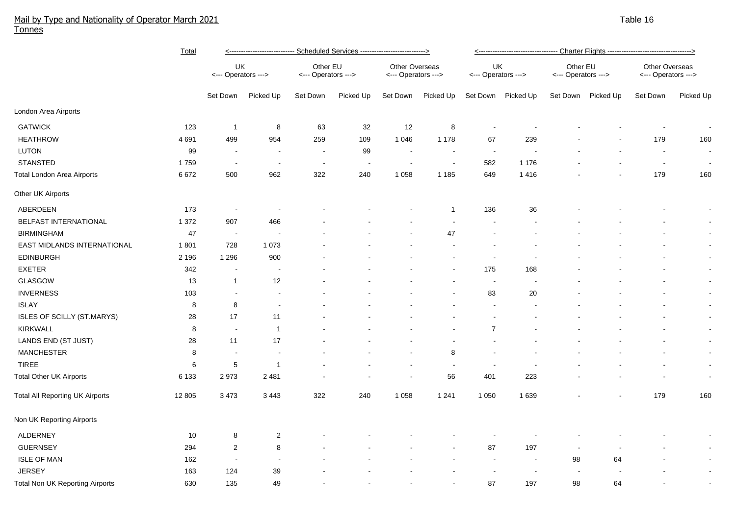# Mail by Type and Nationality of Operator March 2021

Tonnes

Table 16

| | Total | Scheduled Services | | | | | | Charter Flights | | | | | |
|---|---|---|---|---|---|---|---|---|---|---|---|---|---|
| | | UK <--- Operators ---> | | Other EU <--- Operators ---> | | Other Overseas <--- Operators ---> | | UK <--- Operators ---> | | Other EU <--- Operators ---> | | Other Overseas <--- Operators ---> | |
| | | Set Down | Picked Up | Set Down | Picked Up | Set Down | Picked Up | Set Down | Picked Up | Set Down | Picked Up | Set Down | Picked Up |
| **London Area Airports** | | | | | | | | | | | | | |
| GATWICK | 123 | 1 | 8 | 63 | 32 | 12 | 8 | - | - | - | - | - | - |
| HEATHROW | 4 691 | 499 | 954 | 259 | 109 | 1 046 | 1 178 | 67 | 239 | - | - | 179 | 160 |
| LUTON | 99 | - | - | - | 99 | - | - | - | - | - | - | - | - |
| STANSTED | 1 759 | - | - | - | - | - | - | 582 | 1 176 | - | - | - | - |
| Total London Area Airports | 6 672 | 500 | 962 | 322 | 240 | 1 058 | 1 185 | 649 | 1 416 | - | - | 179 | 160 |
| **Other UK Airports** | | | | | | | | | | | | | |
| ABERDEEN | 173 | - | - | - | - | - | 1 | 136 | 36 | - | - | - | - |
| BELFAST INTERNATIONAL | 1 372 | 907 | 466 | - | - | - | - | - | - | - | - | - | - |
| BIRMINGHAM | 47 | - | - | - | - | - | 47 | - | - | - | - | - | - |
| EAST MIDLANDS INTERNATIONAL | 1 801 | 728 | 1 073 | - | - | - | - | - | - | - | - | - | - |
| EDINBURGH | 2 196 | 1 296 | 900 | - | - | - | - | - | - | - | - | - | - |
| EXETER | 342 | - | - | - | - | - | - | 175 | 168 | - | - | - | - |
| GLASGOW | 13 | 1 | 12 | - | - | - | - | - | - | - | - | - | - |
| INVERNESS | 103 | - | - | - | - | - | - | 83 | 20 | - | - | - | - |
| ISLAY | 8 | 8 | - | - | - | - | - | - | - | - | - | - | - |
| ISLES OF SCILLY (ST.MARYS) | 28 | 17 | 11 | - | - | - | - | - | - | - | - | - | - |
| KIRKWALL | 8 | - | 1 | - | - | - | - | 7 | - | - | - | - | - |
| LANDS END (ST JUST) | 28 | 11 | 17 | - | - | - | - | - | - | - | - | - | - |
| MANCHESTER | 8 | - | - | - | - | - | 8 | - | - | - | - | - | - |
| TIREE | 6 | 5 | 1 | - | - | - | - | - | - | - | - | - | - |
| Total Other UK Airports | 6 133 | 2 973 | 2 481 | - | - | - | 56 | 401 | 223 | - | - | - | - |
| Total All Reporting UK Airports | 12 805 | 3 473 | 3 443 | 322 | 240 | 1 058 | 1 241 | 1 050 | 1 639 | - | - | 179 | 160 |
| **Non UK Reporting Airports** | | | | | | | | | | | | | |
| ALDERNEY | 10 | 8 | 2 | - | - | - | - | - | - | - | - | - | - |
| GUERNSEY | 294 | 2 | 8 | - | - | - | - | 87 | 197 | - | - | - | - |
| ISLE OF MAN | 162 | - | - | - | - | - | - | - | - | 98 | 64 | - | - |
| JERSEY | 163 | 124 | 39 | - | - | - | - | - | - | - | - | - | - |
| Total Non UK Reporting Airports | 630 | 135 | 49 | - | - | - | - | 87 | 197 | 98 | 64 | - | - |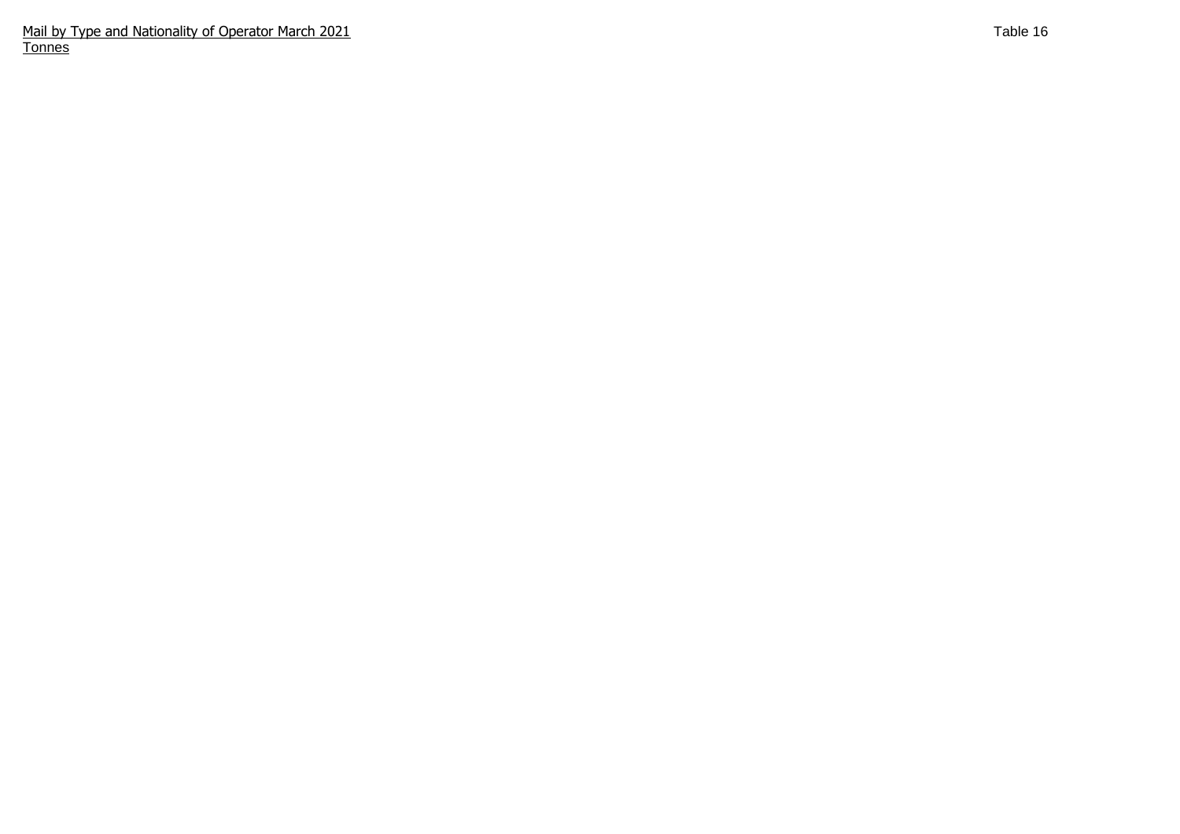Mail by Type and Nationality of Operator March 2021

Tonnes

Table 16